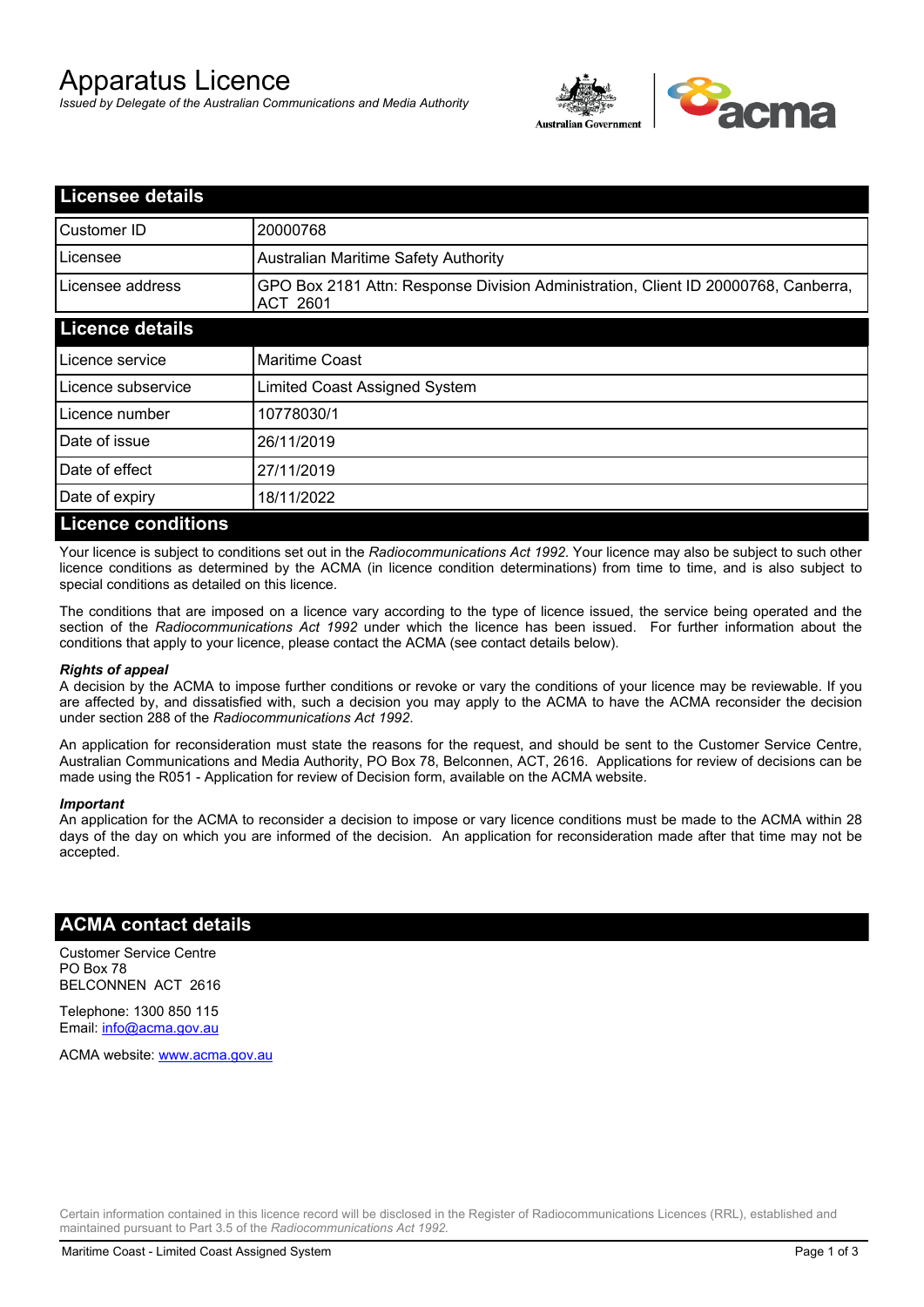# Apparatus Licence

*Issued by Delegate of the Australian Communications and Media Authority*

## Licensee details

| | |
|---|---|
| Customer ID | 20000768 |
| Licensee | Australian Maritime Safety Authority |
| Licensee address | GPO Box 2181 Attn: Response Division Administration, Client ID 20000768, Canberra, ACT 2601 |

## Licence details

| | |
|---|---|
| Licence service | Maritime Coast |
| Licence subservice | Limited Coast Assigned System |
| Licence number | 10778030/1 |
| Date of issue | 26/11/2019 |
| Date of effect | 27/11/2019 |
| Date of expiry | 18/11/2022 |

## Licence conditions

Your licence is subject to conditions set out in the *Radiocommunications Act 1992*. Your licence may also be subject to such other licence conditions as determined by the ACMA (in licence condition determinations) from time to time, and is also subject to special conditions as detailed on this licence.

The conditions that are imposed on a licence vary according to the type of licence issued, the service being operated and the section of the *Radiocommunications Act 1992* under which the licence has been issued. For further information about the conditions that apply to your licence, please contact the ACMA (see contact details below).

***Rights of appeal***

A decision by the ACMA to impose further conditions or revoke or vary the conditions of your licence may be reviewable. If you are affected by, and dissatisfied with, such a decision you may apply to the ACMA to have the ACMA reconsider the decision under section 288 of the *Radiocommunications Act 1992*.

An application for reconsideration must state the reasons for the request, and should be sent to the Customer Service Centre, Australian Communications and Media Authority, PO Box 78, Belconnen, ACT, 2616. Applications for review of decisions can be made using the R051 - Application for review of Decision form, available on the ACMA website.

***Important***

An application for the ACMA to reconsider a decision to impose or vary licence conditions must be made to the ACMA within 28 days of the day on which you are informed of the decision. An application for reconsideration made after that time may not be accepted.

## ACMA contact details

Customer Service Centre
PO Box 78
BELCONNEN ACT 2616

Telephone: 1300 850 115
Email: info@acma.gov.au

ACMA website: www.acma.gov.au

Certain information contained in this licence record will be disclosed in the Register of Radiocommunications Licences (RRL), established and maintained pursuant to Part 3.5 of the *Radiocommunications Act 1992.*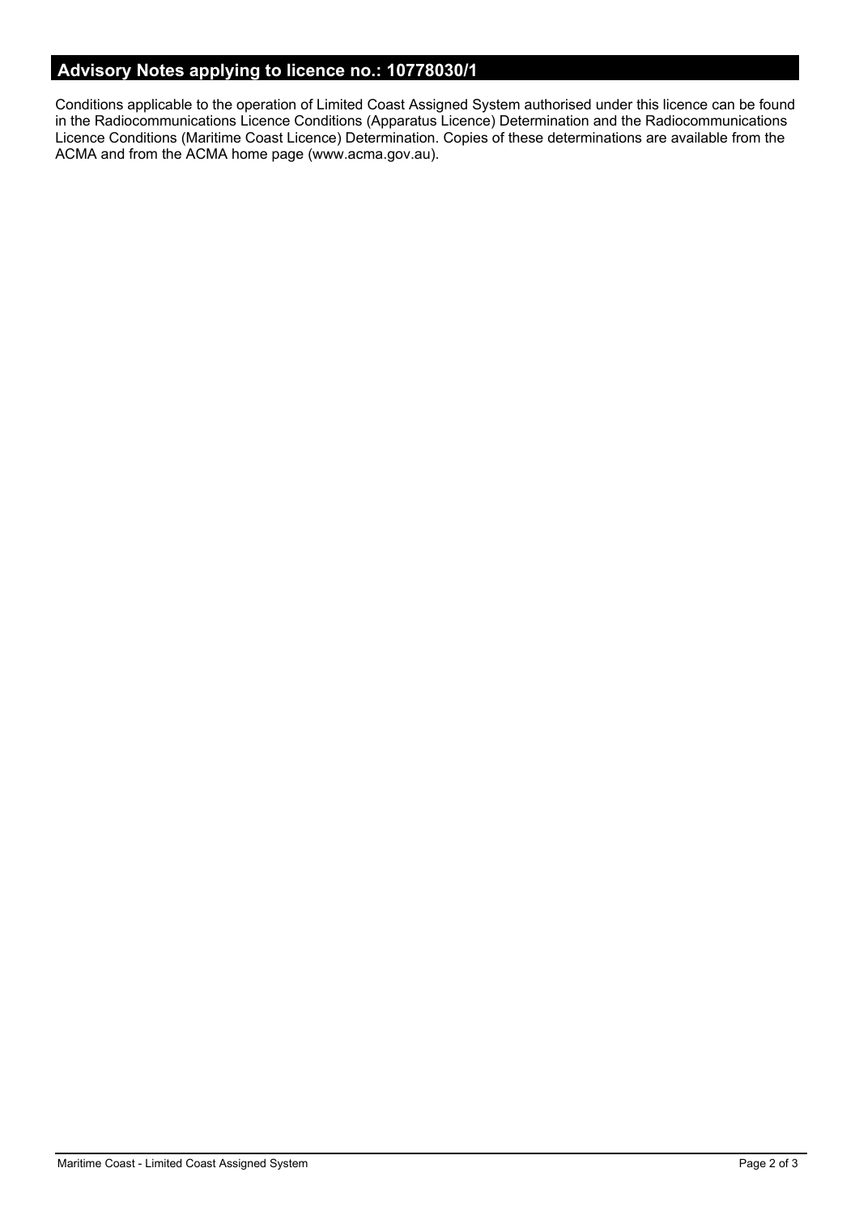## Advisory Notes applying to licence no.: 10778030/1

Conditions applicable to the operation of Limited Coast Assigned System authorised under this licence can be found in the Radiocommunications Licence Conditions (Apparatus Licence) Determination and the Radiocommunications Licence Conditions (Maritime Coast Licence) Determination. Copies of these determinations are available from the ACMA and from the ACMA home page (www.acma.gov.au).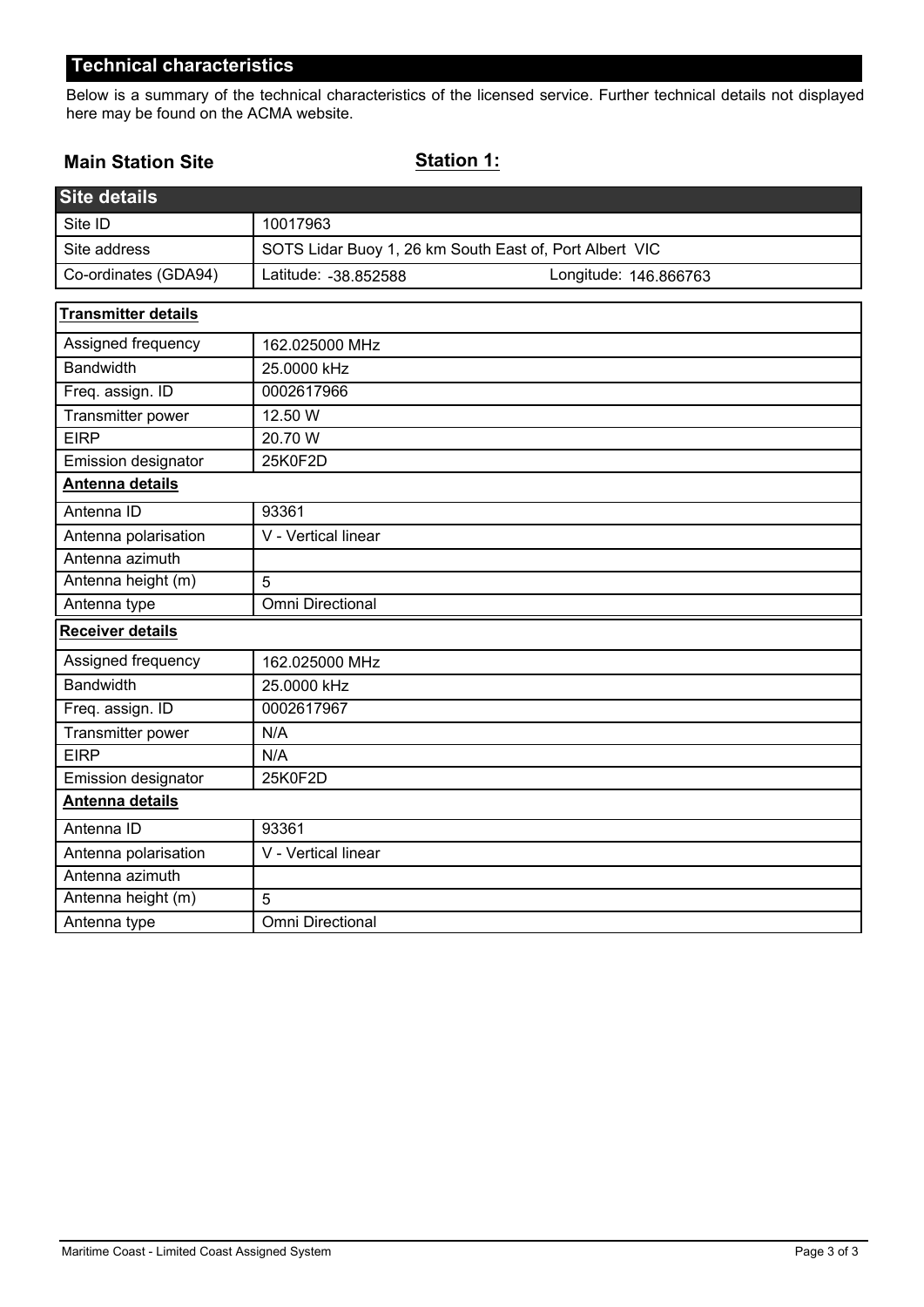## Technical characteristics

Below is a summary of the technical characteristics of the licensed service. Further technical details not displayed here may be found on the ACMA website.

**Main Station Site** **Station 1:**

| Site details | |
|---|---|
| Site ID | 10017963 |
| Site address | SOTS Lidar Buoy 1, 26 km South East of, Port Albert VIC |
| Co-ordinates (GDA94) | Latitude: -38.852588 Longitude: 146.866763 |

| Transmitter details | |
|---|---|
| Assigned frequency | 162.025000 MHz |
| Bandwidth | 25.0000 kHz |
| Freq. assign. ID | 0002617966 |
| Transmitter power | 12.50 W |
| EIRP | 20.70 W |
| Emission designator | 25K0F2D |
| **Antenna details** | |
| Antenna ID | 93361 |
| Antenna polarisation | V - Vertical linear |
| Antenna azimuth | |
| Antenna height (m) | 5 |
| Antenna type | Omni Directional |

| Receiver details | |
|---|---|
| Assigned frequency | 162.025000 MHz |
| Bandwidth | 25.0000 kHz |
| Freq. assign. ID | 0002617967 |
| Transmitter power | N/A |
| EIRP | N/A |
| Emission designator | 25K0F2D |
| **Antenna details** | |
| Antenna ID | 93361 |
| Antenna polarisation | V - Vertical linear |
| Antenna azimuth | |
| Antenna height (m) | 5 |
| Antenna type | Omni Directional |